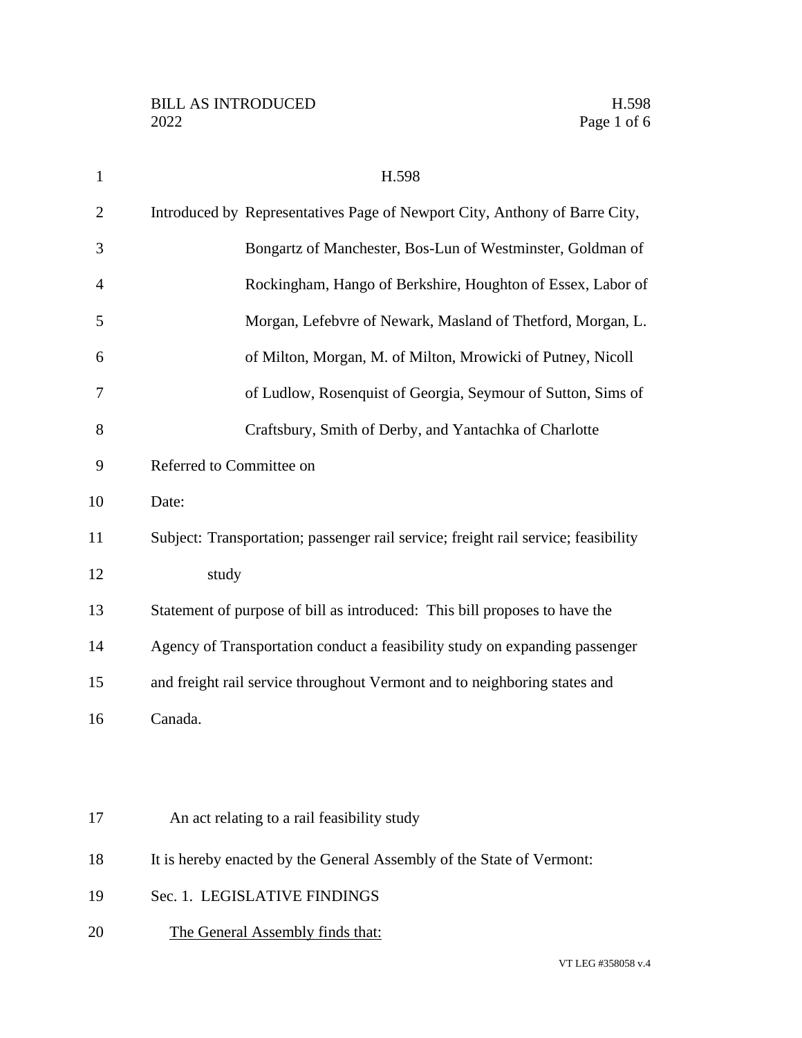BILL AS INTRODUCED
2022

# H.598

Introduced by Representatives Page of Newport City, Anthony of Barre City, Bongartz of Manchester, Bos-Lun of Westminster, Goldman of Rockingham, Hango of Berkshire, Houghton of Essex, Labor of Morgan, Lefebvre of Newark, Masland of Thetford, Morgan, L. of Milton, Morgan, M. of Milton, Mrowicki of Putney, Nicoll of Ludlow, Rosenquist of Georgia, Seymour of Sutton, Sims of Craftsbury, Smith of Derby, and Yantachka of Charlotte

Referred to Committee on

Date:

Subject: Transportation; passenger rail service; freight rail service; feasibility study

Statement of purpose of bill as introduced: This bill proposes to have the Agency of Transportation conduct a feasibility study on expanding passenger and freight rail service throughout Vermont and to neighboring states and Canada.

An act relating to a rail feasibility study

It is hereby enacted by the General Assembly of the State of Vermont:

Sec. 1. LEGISLATIVE FINDINGS

The General Assembly finds that: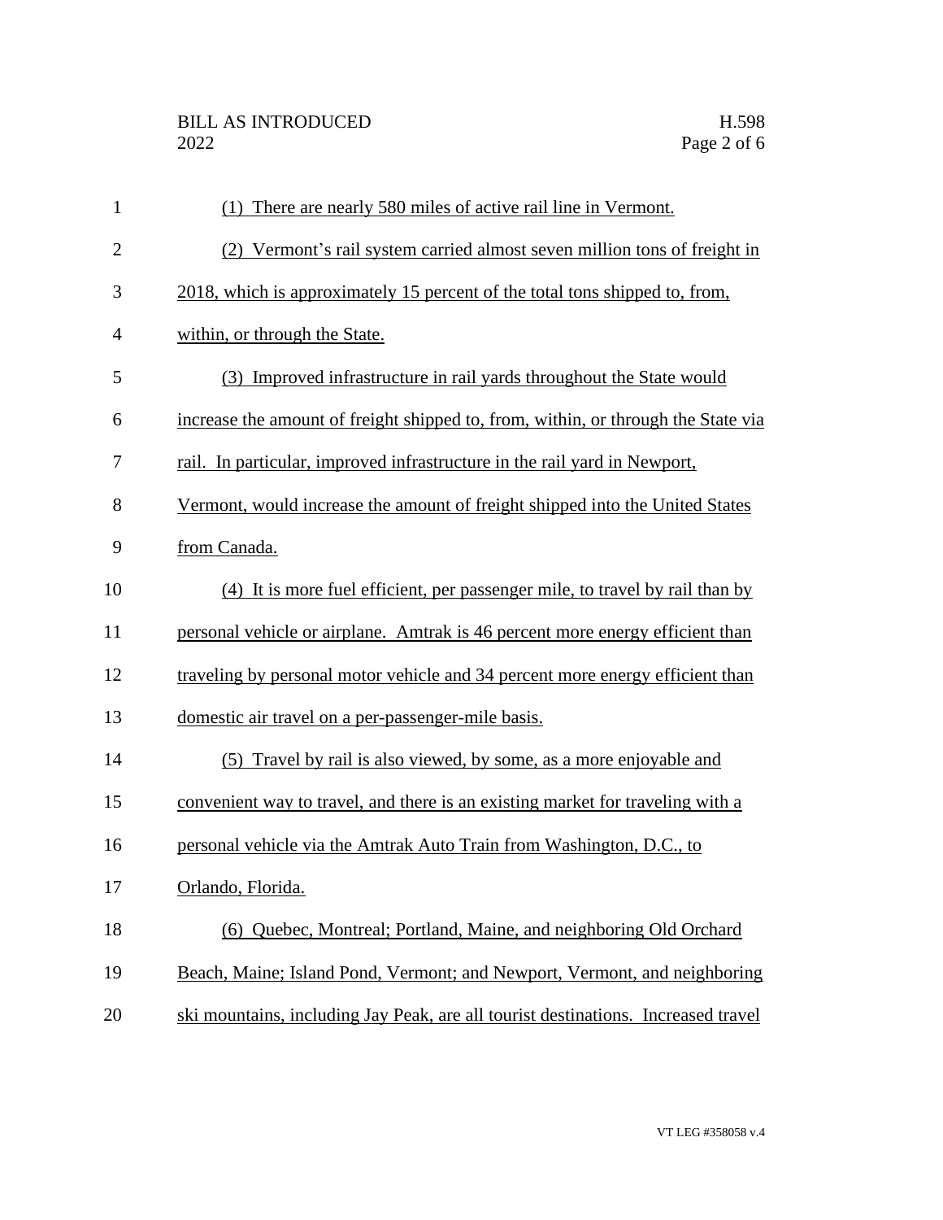(1) There are nearly 580 miles of active rail line in Vermont.

(2) Vermont's rail system carried almost seven million tons of freight in 2018, which is approximately 15 percent of the total tons shipped to, from, within, or through the State.

(3) Improved infrastructure in rail yards throughout the State would increase the amount of freight shipped to, from, within, or through the State via rail. In particular, improved infrastructure in the rail yard in Newport, Vermont, would increase the amount of freight shipped into the United States from Canada.

(4) It is more fuel efficient, per passenger mile, to travel by rail than by personal vehicle or airplane. Amtrak is 46 percent more energy efficient than traveling by personal motor vehicle and 34 percent more energy efficient than domestic air travel on a per-passenger-mile basis.

(5) Travel by rail is also viewed, by some, as a more enjoyable and convenient way to travel, and there is an existing market for traveling with a personal vehicle via the Amtrak Auto Train from Washington, D.C., to Orlando, Florida.

(6) Quebec, Montreal; Portland, Maine, and neighboring Old Orchard Beach, Maine; Island Pond, Vermont; and Newport, Vermont, and neighboring ski mountains, including Jay Peak, are all tourist destinations. Increased travel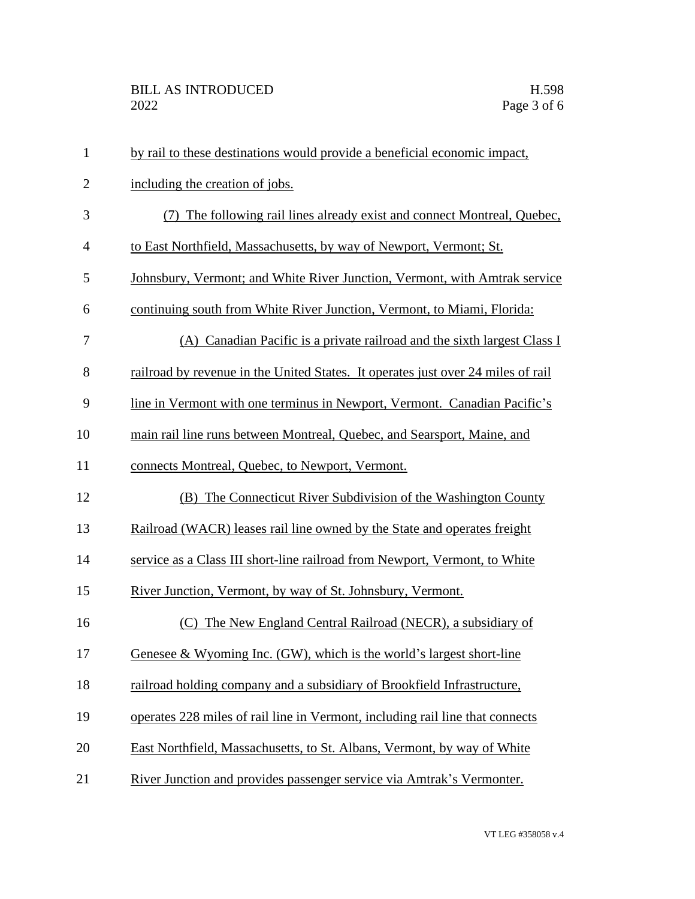by rail to these destinations would provide a beneficial economic impact, including the creation of jobs.

(7) The following rail lines already exist and connect Montreal, Quebec, to East Northfield, Massachusetts, by way of Newport, Vermont; St. Johnsbury, Vermont; and White River Junction, Vermont, with Amtrak service continuing south from White River Junction, Vermont, to Miami, Florida:

(A) Canadian Pacific is a private railroad and the sixth largest Class I railroad by revenue in the United States. It operates just over 24 miles of rail line in Vermont with one terminus in Newport, Vermont. Canadian Pacific's main rail line runs between Montreal, Quebec, and Searsport, Maine, and connects Montreal, Quebec, to Newport, Vermont.

(B) The Connecticut River Subdivision of the Washington County Railroad (WACR) leases rail line owned by the State and operates freight service as a Class III short-line railroad from Newport, Vermont, to White River Junction, Vermont, by way of St. Johnsbury, Vermont.

(C) The New England Central Railroad (NECR), a subsidiary of Genesee & Wyoming Inc. (GW), which is the world's largest short-line railroad holding company and a subsidiary of Brookfield Infrastructure, operates 228 miles of rail line in Vermont, including rail line that connects East Northfield, Massachusetts, to St. Albans, Vermont, by way of White River Junction and provides passenger service via Amtrak's Vermonter.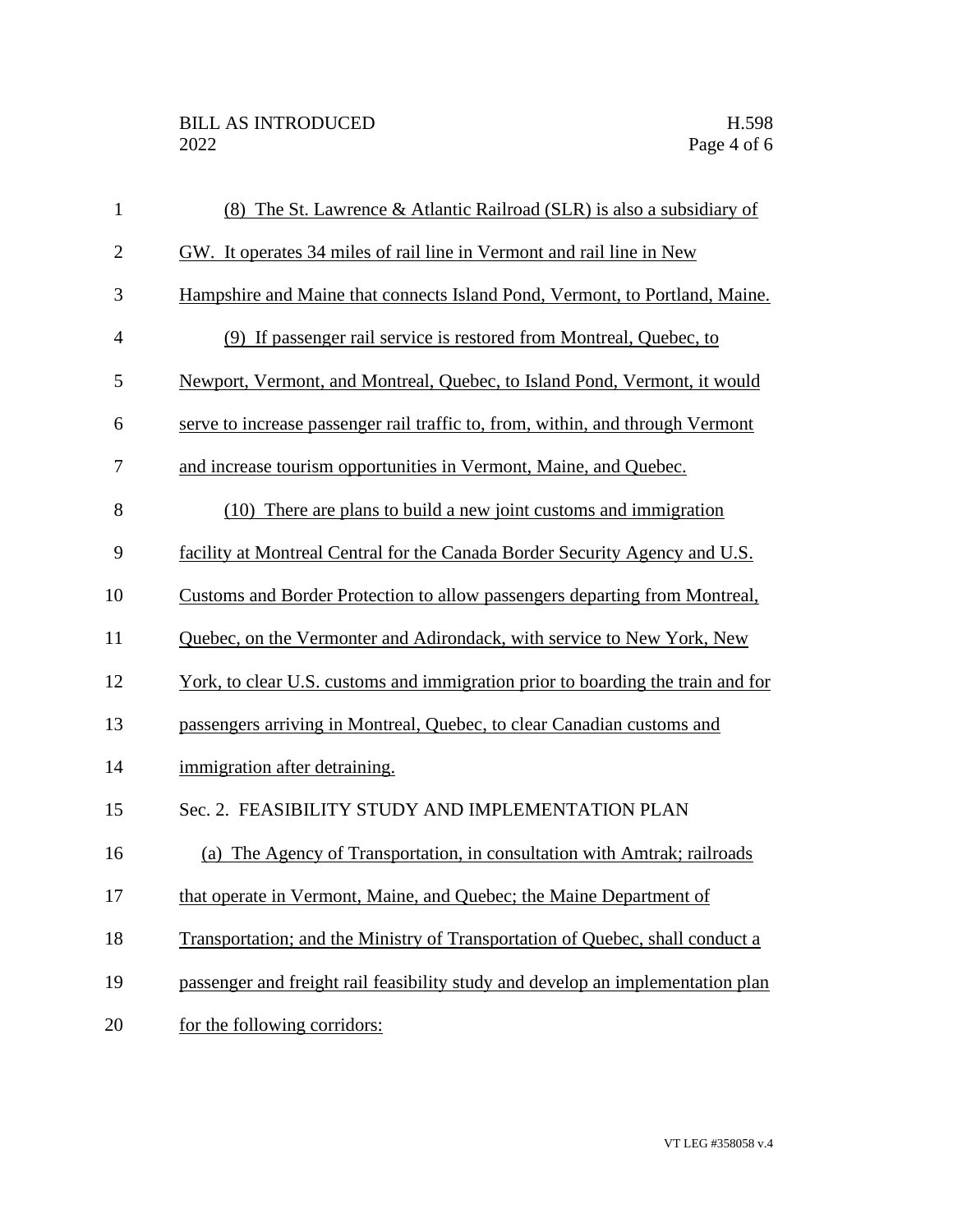(8) The St. Lawrence & Atlantic Railroad (SLR) is also a subsidiary of GW. It operates 34 miles of rail line in Vermont and rail line in New Hampshire and Maine that connects Island Pond, Vermont, to Portland, Maine.

(9) If passenger rail service is restored from Montreal, Quebec, to Newport, Vermont, and Montreal, Quebec, to Island Pond, Vermont, it would serve to increase passenger rail traffic to, from, within, and through Vermont and increase tourism opportunities in Vermont, Maine, and Quebec.

(10) There are plans to build a new joint customs and immigration facility at Montreal Central for the Canada Border Security Agency and U.S. Customs and Border Protection to allow passengers departing from Montreal, Quebec, on the Vermonter and Adirondack, with service to New York, New York, to clear U.S. customs and immigration prior to boarding the train and for passengers arriving in Montreal, Quebec, to clear Canadian customs and immigration after detraining.

Sec. 2. FEASIBILITY STUDY AND IMPLEMENTATION PLAN

(a) The Agency of Transportation, in consultation with Amtrak; railroads that operate in Vermont, Maine, and Quebec; the Maine Department of Transportation; and the Ministry of Transportation of Quebec, shall conduct a passenger and freight rail feasibility study and develop an implementation plan for the following corridors: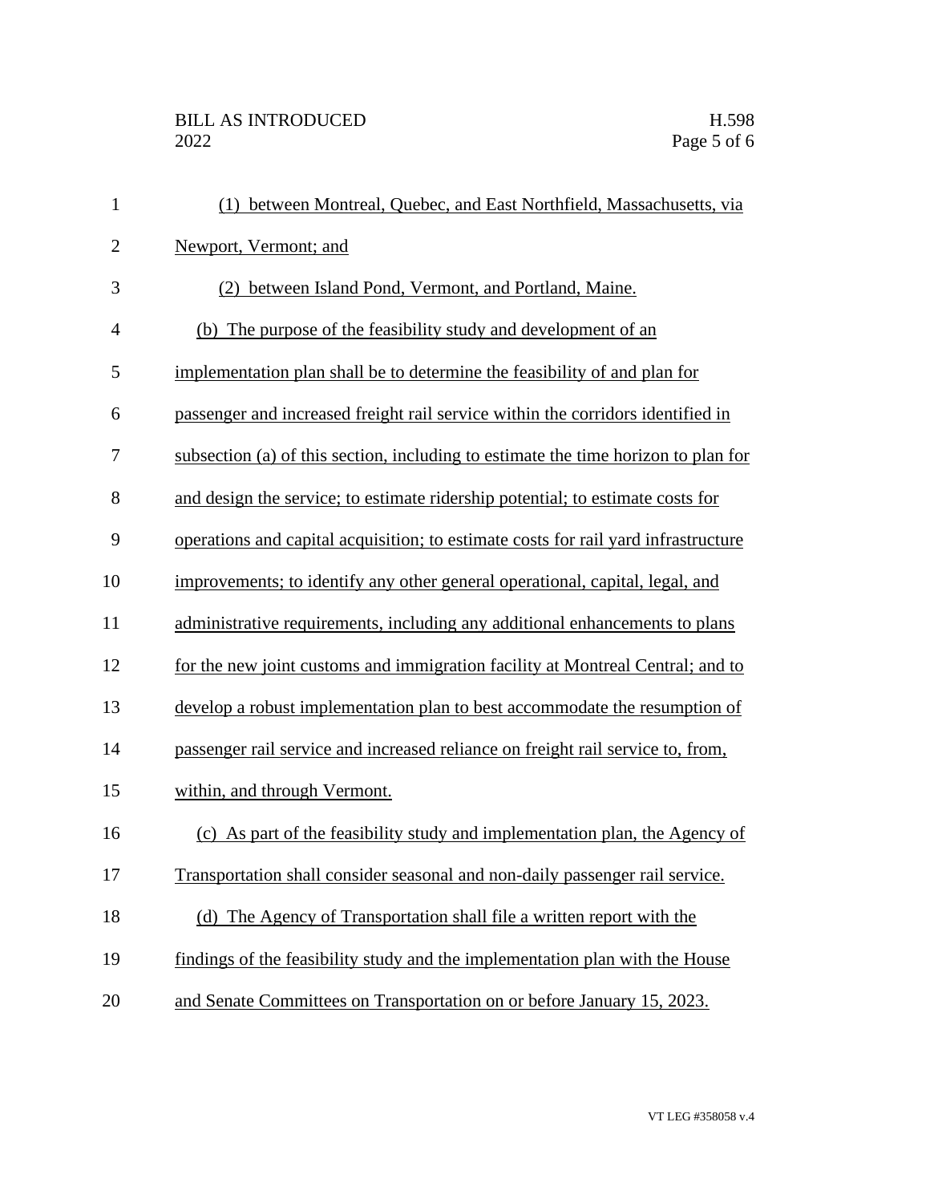(1) between Montreal, Quebec, and East Northfield, Massachusetts, via Newport, Vermont; and

(2) between Island Pond, Vermont, and Portland, Maine.

(b) The purpose of the feasibility study and development of an implementation plan shall be to determine the feasibility of and plan for passenger and increased freight rail service within the corridors identified in subsection (a) of this section, including to estimate the time horizon to plan for and design the service; to estimate ridership potential; to estimate costs for operations and capital acquisition; to estimate costs for rail yard infrastructure improvements; to identify any other general operational, capital, legal, and administrative requirements, including any additional enhancements to plans for the new joint customs and immigration facility at Montreal Central; and to develop a robust implementation plan to best accommodate the resumption of passenger rail service and increased reliance on freight rail service to, from, within, and through Vermont.

(c) As part of the feasibility study and implementation plan, the Agency of Transportation shall consider seasonal and non-daily passenger rail service.

(d) The Agency of Transportation shall file a written report with the findings of the feasibility study and the implementation plan with the House and Senate Committees on Transportation on or before January 15, 2023.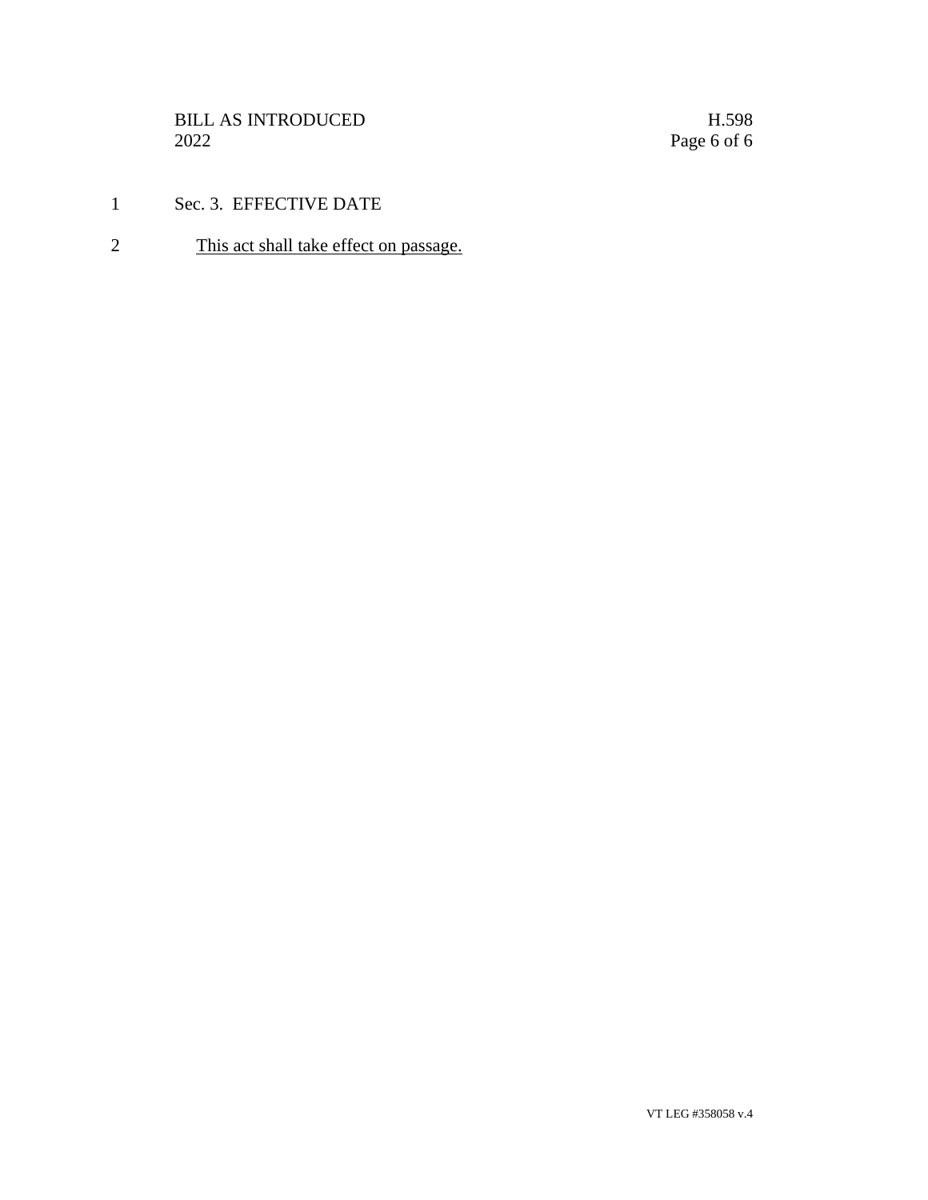Sec. 3. EFFECTIVE DATE

This act shall take effect on passage.